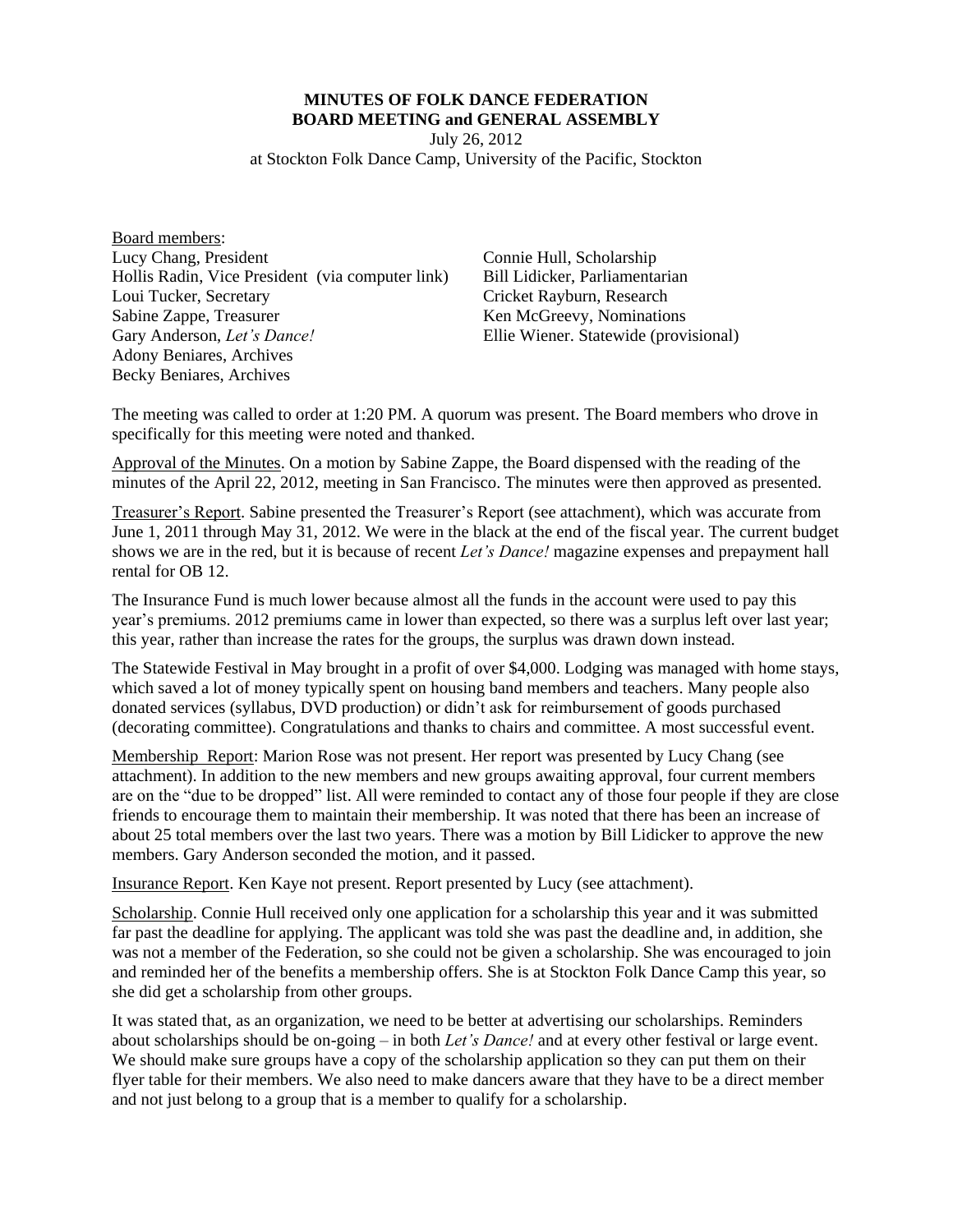**MINUTES OF FOLK DANCE FEDERATION**
**BOARD MEETING and GENERAL ASSEMBLY**
July 26, 2012
at Stockton Folk Dance Camp, University of the Pacific, Stockton

Board members:
Lucy Chang, President
Hollis Radin, Vice President (via computer link)
Loui Tucker, Secretary
Sabine Zappe, Treasurer
Gary Anderson, *Let's Dance!*
Adony Beniares, Archives
Becky Beniares, Archives
Connie Hull, Scholarship
Bill Lidicker, Parliamentarian
Cricket Rayburn, Research
Ken McGreevy, Nominations
Ellie Wiener. Statewide (provisional)

The meeting was called to order at 1:20 PM. A quorum was present. The Board members who drove in specifically for this meeting were noted and thanked.

Approval of the Minutes. On a motion by Sabine Zappe, the Board dispensed with the reading of the minutes of the April 22, 2012, meeting in San Francisco. The minutes were then approved as presented.

Treasurer's Report. Sabine presented the Treasurer's Report (see attachment), which was accurate from June 1, 2011 through May 31, 2012. We were in the black at the end of the fiscal year. The current budget shows we are in the red, but it is because of recent *Let's Dance!* magazine expenses and prepayment hall rental for OB 12.

The Insurance Fund is much lower because almost all the funds in the account were used to pay this year's premiums. 2012 premiums came in lower than expected, so there was a surplus left over last year; this year, rather than increase the rates for the groups, the surplus was drawn down instead.

The Statewide Festival in May brought in a profit of over $4,000. Lodging was managed with home stays, which saved a lot of money typically spent on housing band members and teachers. Many people also donated services (syllabus, DVD production) or didn't ask for reimbursement of goods purchased (decorating committee). Congratulations and thanks to chairs and committee. A most successful event.

Membership Report: Marion Rose was not present. Her report was presented by Lucy Chang (see attachment). In addition to the new members and new groups awaiting approval, four current members are on the "due to be dropped" list. All were reminded to contact any of those four people if they are close friends to encourage them to maintain their membership. It was noted that there has been an increase of about 25 total members over the last two years. There was a motion by Bill Lidicker to approve the new members. Gary Anderson seconded the motion, and it passed.

Insurance Report. Ken Kaye not present. Report presented by Lucy (see attachment).

Scholarship. Connie Hull received only one application for a scholarship this year and it was submitted far past the deadline for applying. The applicant was told she was past the deadline and, in addition, she was not a member of the Federation, so she could not be given a scholarship. She was encouraged to join and reminded her of the benefits a membership offers. She is at Stockton Folk Dance Camp this year, so she did get a scholarship from other groups.

It was stated that, as an organization, we need to be better at advertising our scholarships. Reminders about scholarships should be on-going – in both *Let's Dance!* and at every other festival or large event. We should make sure groups have a copy of the scholarship application so they can put them on their flyer table for their members. We also need to make dancers aware that they have to be a direct member and not just belong to a group that is a member to qualify for a scholarship.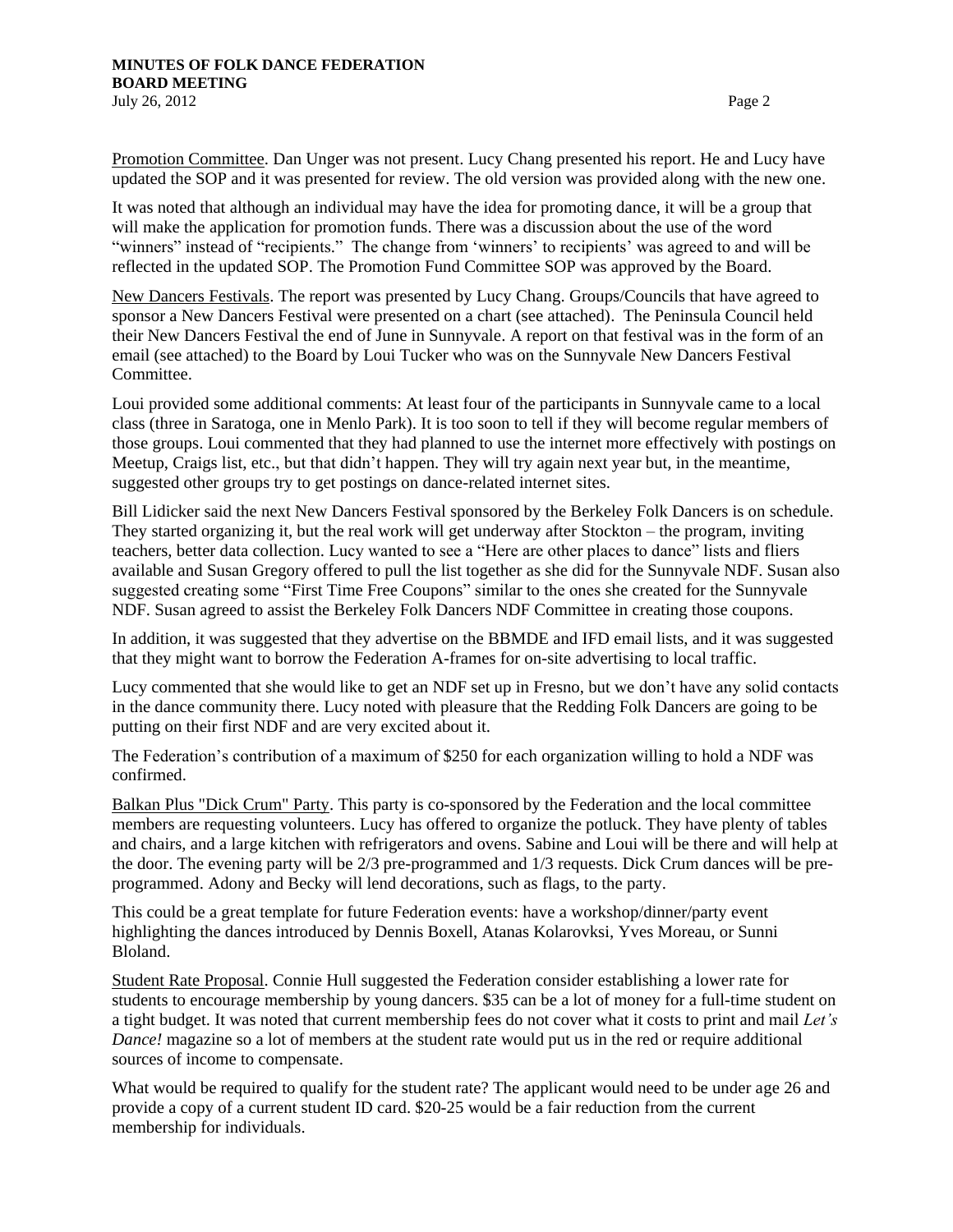Promotion Committee. Dan Unger was not present. Lucy Chang presented his report. He and Lucy have updated the SOP and it was presented for review. The old version was provided along with the new one.

It was noted that although an individual may have the idea for promoting dance, it will be a group that will make the application for promotion funds. There was a discussion about the use of the word "winners" instead of "recipients." The change from 'winners' to recipients' was agreed to and will be reflected in the updated SOP. The Promotion Fund Committee SOP was approved by the Board.

New Dancers Festivals. The report was presented by Lucy Chang. Groups/Councils that have agreed to sponsor a New Dancers Festival were presented on a chart (see attached). The Peninsula Council held their New Dancers Festival the end of June in Sunnyvale. A report on that festival was in the form of an email (see attached) to the Board by Loui Tucker who was on the Sunnyvale New Dancers Festival Committee.

Loui provided some additional comments: At least four of the participants in Sunnyvale came to a local class (three in Saratoga, one in Menlo Park). It is too soon to tell if they will become regular members of those groups. Loui commented that they had planned to use the internet more effectively with postings on Meetup, Craigs list, etc., but that didn't happen. They will try again next year but, in the meantime, suggested other groups try to get postings on dance-related internet sites.

Bill Lidicker said the next New Dancers Festival sponsored by the Berkeley Folk Dancers is on schedule. They started organizing it, but the real work will get underway after Stockton – the program, inviting teachers, better data collection. Lucy wanted to see a "Here are other places to dance" lists and fliers available and Susan Gregory offered to pull the list together as she did for the Sunnyvale NDF. Susan also suggested creating some "First Time Free Coupons" similar to the ones she created for the Sunnyvale NDF. Susan agreed to assist the Berkeley Folk Dancers NDF Committee in creating those coupons.

In addition, it was suggested that they advertise on the BBMDE and IFD email lists, and it was suggested that they might want to borrow the Federation A-frames for on-site advertising to local traffic.

Lucy commented that she would like to get an NDF set up in Fresno, but we don't have any solid contacts in the dance community there. Lucy noted with pleasure that the Redding Folk Dancers are going to be putting on their first NDF and are very excited about it.

The Federation's contribution of a maximum of $250 for each organization willing to hold a NDF was confirmed.

Balkan Plus "Dick Crum" Party. This party is co-sponsored by the Federation and the local committee members are requesting volunteers. Lucy has offered to organize the potluck. They have plenty of tables and chairs, and a large kitchen with refrigerators and ovens. Sabine and Loui will be there and will help at the door. The evening party will be 2/3 pre-programmed and 1/3 requests. Dick Crum dances will be pre-programmed. Adony and Becky will lend decorations, such as flags, to the party.

This could be a great template for future Federation events: have a workshop/dinner/party event highlighting the dances introduced by Dennis Boxell, Atanas Kolarovksi, Yves Moreau, or Sunni Bloland.

Student Rate Proposal. Connie Hull suggested the Federation consider establishing a lower rate for students to encourage membership by young dancers. $35 can be a lot of money for a full-time student on a tight budget. It was noted that current membership fees do not cover what it costs to print and mail *Let's Dance!* magazine so a lot of members at the student rate would put us in the red or require additional sources of income to compensate.

What would be required to qualify for the student rate? The applicant would need to be under age 26 and provide a copy of a current student ID card. $20-25 would be a fair reduction from the current membership for individuals.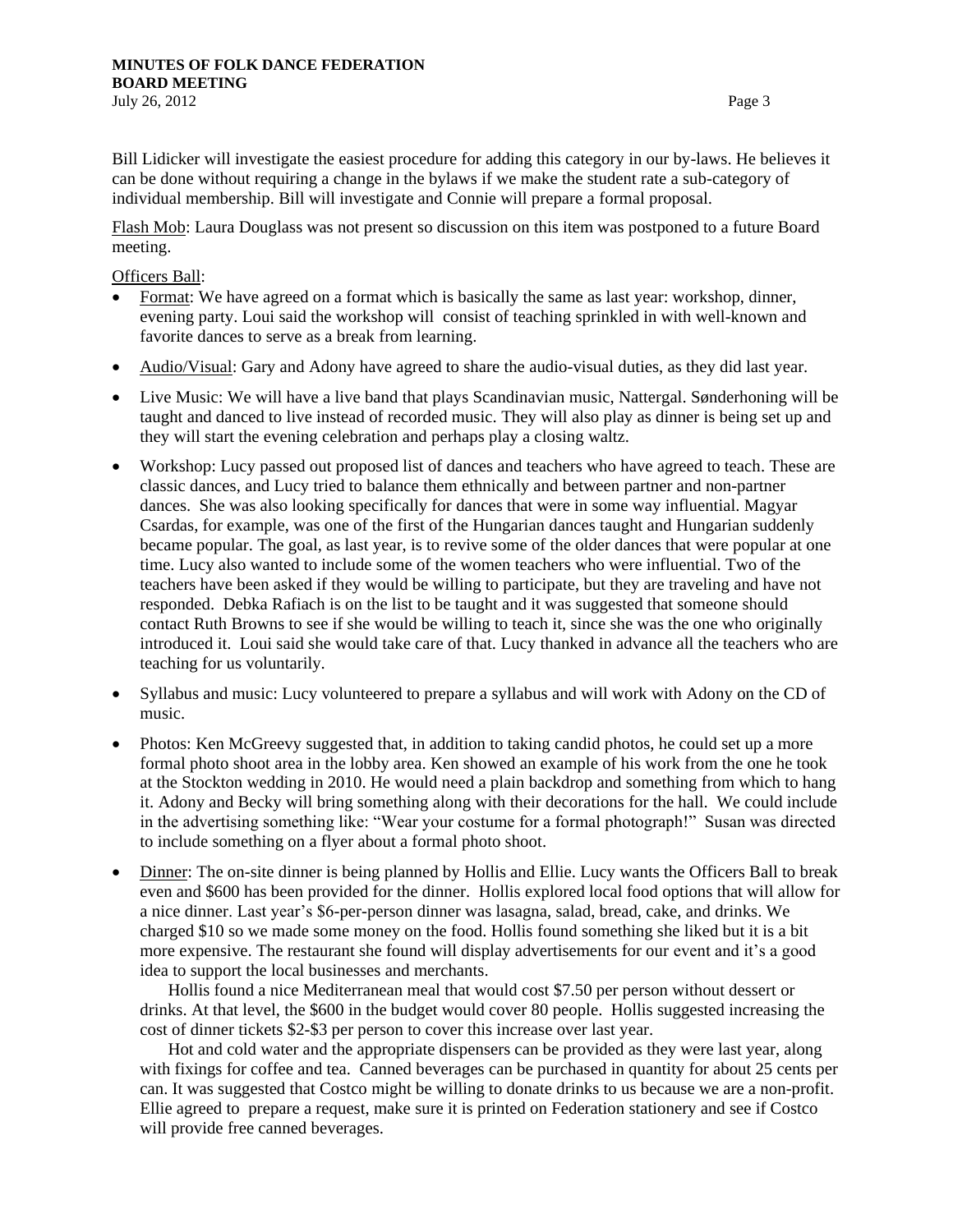Bill Lidicker will investigate the easiest procedure for adding this category in our by-laws. He believes it can be done without requiring a change in the bylaws if we make the student rate a sub-category of individual membership. Bill will investigate and Connie will prepare a formal proposal.

Flash Mob: Laura Douglass was not present so discussion on this item was postponed to a future Board meeting.

Officers Ball:

- Format: We have agreed on a format which is basically the same as last year: workshop, dinner, evening party. Loui said the workshop will consist of teaching sprinkled in with well-known and favorite dances to serve as a break from learning.
- Audio/Visual: Gary and Adony have agreed to share the audio-visual duties, as they did last year.
- Live Music: We will have a live band that plays Scandinavian music, Nattergal. Sønderhoning will be taught and danced to live instead of recorded music. They will also play as dinner is being set up and they will start the evening celebration and perhaps play a closing waltz.
- Workshop: Lucy passed out proposed list of dances and teachers who have agreed to teach. These are classic dances, and Lucy tried to balance them ethnically and between partner and non-partner dances. She was also looking specifically for dances that were in some way influential. Magyar Csardas, for example, was one of the first of the Hungarian dances taught and Hungarian suddenly became popular. The goal, as last year, is to revive some of the older dances that were popular at one time. Lucy also wanted to include some of the women teachers who were influential. Two of the teachers have been asked if they would be willing to participate, but they are traveling and have not responded. Debka Rafiach is on the list to be taught and it was suggested that someone should contact Ruth Browns to see if she would be willing to teach it, since she was the one who originally introduced it. Loui said she would take care of that. Lucy thanked in advance all the teachers who are teaching for us voluntarily.
- Syllabus and music: Lucy volunteered to prepare a syllabus and will work with Adony on the CD of music.
- Photos: Ken McGreevy suggested that, in addition to taking candid photos, he could set up a more formal photo shoot area in the lobby area. Ken showed an example of his work from the one he took at the Stockton wedding in 2010. He would need a plain backdrop and something from which to hang it. Adony and Becky will bring something along with their decorations for the hall. We could include in the advertising something like: "Wear your costume for a formal photograph!" Susan was directed to include something on a flyer about a formal photo shoot.
- Dinner: The on-site dinner is being planned by Hollis and Ellie. Lucy wants the Officers Ball to break even and $600 has been provided for the dinner. Hollis explored local food options that will allow for a nice dinner. Last year's $6-per-person dinner was lasagna, salad, bread, cake, and drinks. We charged $10 so we made some money on the food. Hollis found something she liked but it is a bit more expensive. The restaurant she found will display advertisements for our event and it's a good idea to support the local businesses and merchants.

  Hollis found a nice Mediterranean meal that would cost $7.50 per person without dessert or drinks. At that level, the $600 in the budget would cover 80 people. Hollis suggested increasing the cost of dinner tickets $2-$3 per person to cover this increase over last year.

  Hot and cold water and the appropriate dispensers can be provided as they were last year, along with fixings for coffee and tea. Canned beverages can be purchased in quantity for about 25 cents per can. It was suggested that Costco might be willing to donate drinks to us because we are a non-profit. Ellie agreed to prepare a request, make sure it is printed on Federation stationery and see if Costco will provide free canned beverages.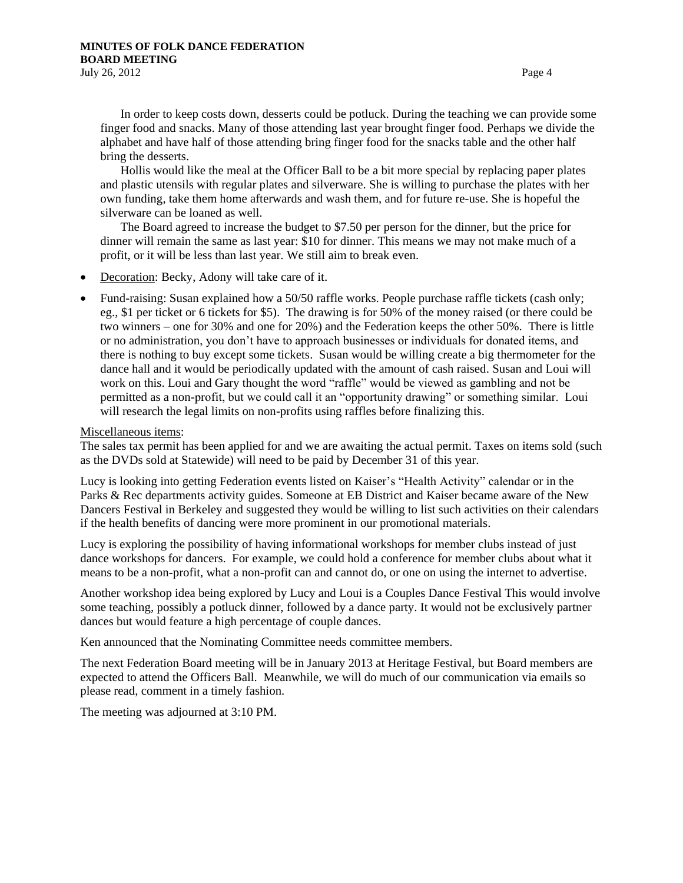In order to keep costs down, desserts could be potluck. During the teaching we can provide some finger food and snacks. Many of those attending last year brought finger food. Perhaps we divide the alphabet and have half of those attending bring finger food for the snacks table and the other half bring the desserts.

Hollis would like the meal at the Officer Ball to be a bit more special by replacing paper plates and plastic utensils with regular plates and silverware. She is willing to purchase the plates with her own funding, take them home afterwards and wash them, and for future re-use. She is hopeful the silverware can be loaned as well.

The Board agreed to increase the budget to $7.50 per person for the dinner, but the price for dinner will remain the same as last year: $10 for dinner. This means we may not make much of a profit, or it will be less than last year. We still aim to break even.

- Decoration: Becky, Adony will take care of it.
- Fund-raising: Susan explained how a 50/50 raffle works. People purchase raffle tickets (cash only; eg., $1 per ticket or 6 tickets for $5). The drawing is for 50% of the money raised (or there could be two winners – one for 30% and one for 20%) and the Federation keeps the other 50%. There is little or no administration, you don't have to approach businesses or individuals for donated items, and there is nothing to buy except some tickets. Susan would be willing create a big thermometer for the dance hall and it would be periodically updated with the amount of cash raised. Susan and Loui will work on this. Loui and Gary thought the word "raffle" would be viewed as gambling and not be permitted as a non-profit, but we could call it an "opportunity drawing" or something similar. Loui will research the legal limits on non-profits using raffles before finalizing this.

Miscellaneous items:

The sales tax permit has been applied for and we are awaiting the actual permit. Taxes on items sold (such as the DVDs sold at Statewide) will need to be paid by December 31 of this year.

Lucy is looking into getting Federation events listed on Kaiser's "Health Activity" calendar or in the Parks & Rec departments activity guides. Someone at EB District and Kaiser became aware of the New Dancers Festival in Berkeley and suggested they would be willing to list such activities on their calendars if the health benefits of dancing were more prominent in our promotional materials.

Lucy is exploring the possibility of having informational workshops for member clubs instead of just dance workshops for dancers. For example, we could hold a conference for member clubs about what it means to be a non-profit, what a non-profit can and cannot do, or one on using the internet to advertise.

Another workshop idea being explored by Lucy and Loui is a Couples Dance Festival This would involve some teaching, possibly a potluck dinner, followed by a dance party. It would not be exclusively partner dances but would feature a high percentage of couple dances.

Ken announced that the Nominating Committee needs committee members.

The next Federation Board meeting will be in January 2013 at Heritage Festival, but Board members are expected to attend the Officers Ball. Meanwhile, we will do much of our communication via emails so please read, comment in a timely fashion.

The meeting was adjourned at 3:10 PM.